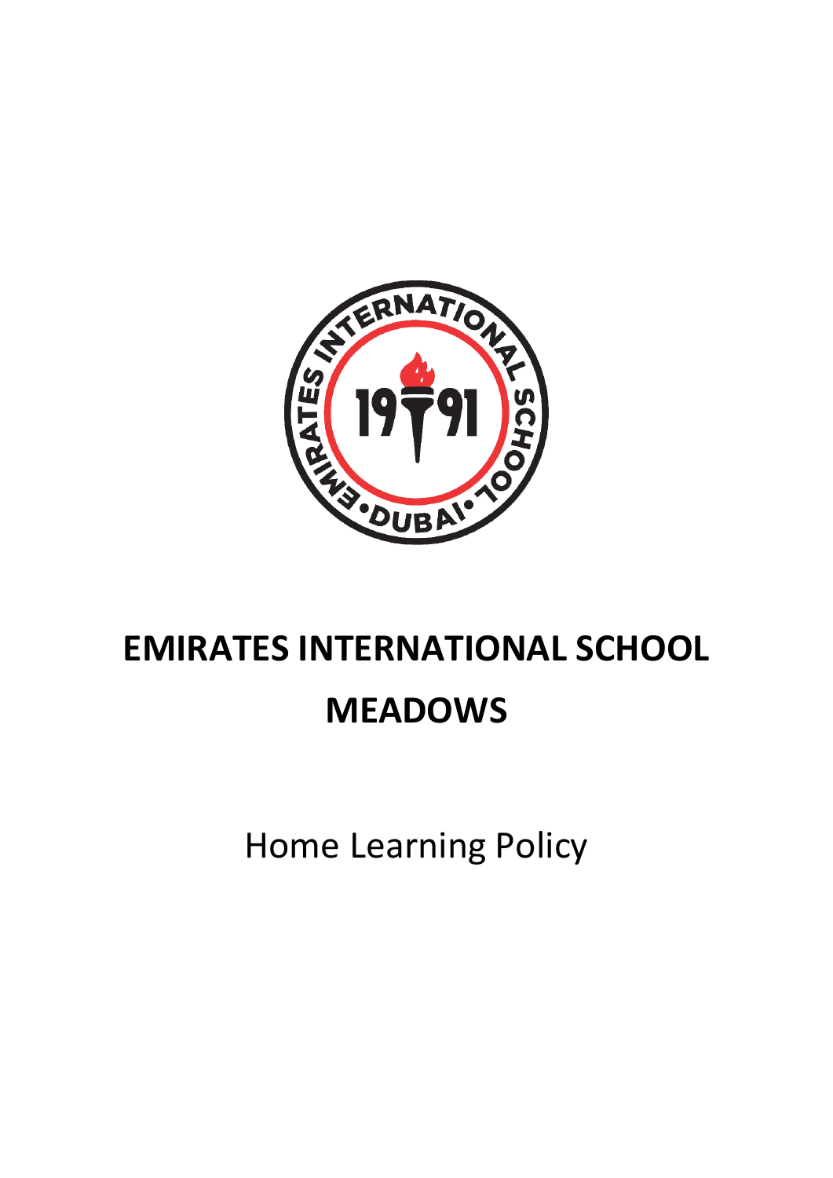# EMIRATES INTERNATIONAL SCHOOL MEADOWS

Home Learning Policy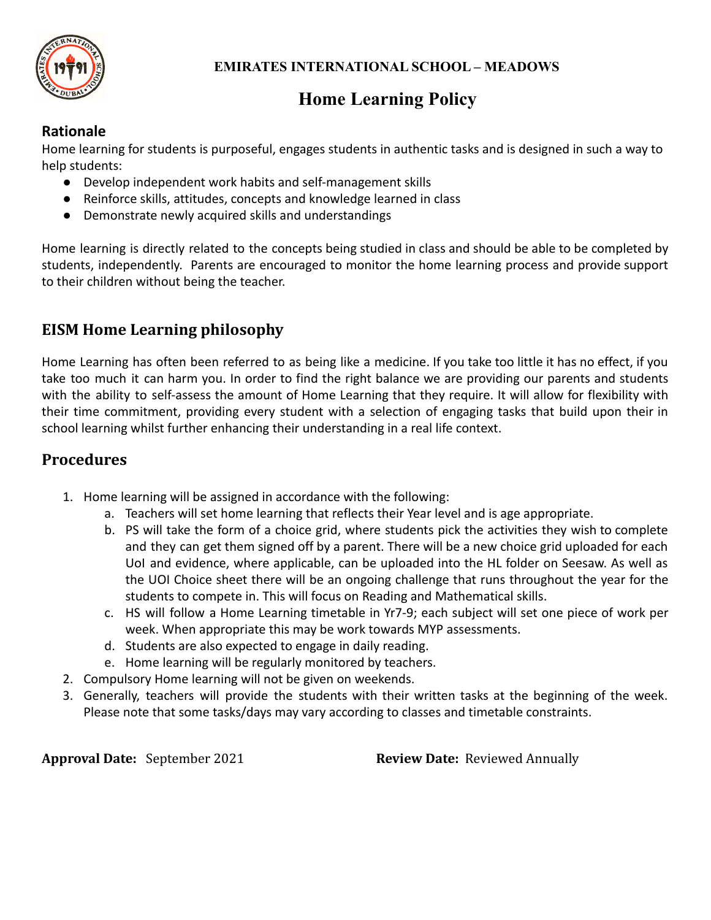**EMIRATES INTERNATIONAL SCHOOL – MEADOWS**

# Home Learning Policy

## Rationale

Home learning for students is purposeful, engages students in authentic tasks and is designed in such a way to help students:

- Develop independent work habits and self-management skills
- Reinforce skills, attitudes, concepts and knowledge learned in class
- Demonstrate newly acquired skills and understandings

Home learning is directly related to the concepts being studied in class and should be able to be completed by students, independently. Parents are encouraged to monitor the home learning process and provide support to their children without being the teacher.

## EISM Home Learning philosophy

Home Learning has often been referred to as being like a medicine. If you take too little it has no effect, if you take too much it can harm you. In order to find the right balance we are providing our parents and students with the ability to self-assess the amount of Home Learning that they require. It will allow for flexibility with their time commitment, providing every student with a selection of engaging tasks that build upon their in school learning whilst further enhancing their understanding in a real life context.

## Procedures

1. Home learning will be assigned in accordance with the following:
   a. Teachers will set home learning that reflects their Year level and is age appropriate.
   b. PS will take the form of a choice grid, where students pick the activities they wish to complete and they can get them signed off by a parent. There will be a new choice grid uploaded for each UoI and evidence, where applicable, can be uploaded into the HL folder on Seesaw. As well as the UOI Choice sheet there will be an ongoing challenge that runs throughout the year for the students to compete in. This will focus on Reading and Mathematical skills.
   c. HS will follow a Home Learning timetable in Yr7-9; each subject will set one piece of work per week. When appropriate this may be work towards MYP assessments.
   d. Students are also expected to engage in daily reading.
   e. Home learning will be regularly monitored by teachers.
2. Compulsory Home learning will not be given on weekends.
3. Generally, teachers will provide the students with their written tasks at the beginning of the week. Please note that some tasks/days may vary according to classes and timetable constraints.

**Approval Date:** September 2021 **Review Date:** Reviewed Annually